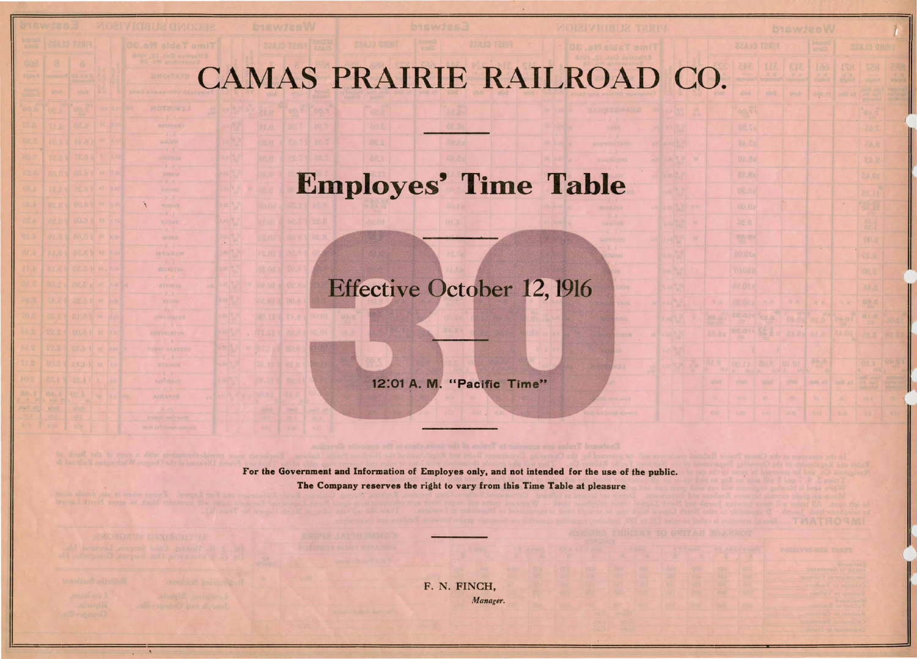# CAMAS PRAIRIE RAILROAD CO.

---

## Employes' Time Table

---

# 30

Effective October 12, 1916

---

12:01 A. M. "Pacific Time"

---

**For the Government and Information of Employes only, and not intended for the use of the public.**

**The Company reserves the right to vary from this Time Table at pleasure**

---

F. N. FINCH,
*Manager.*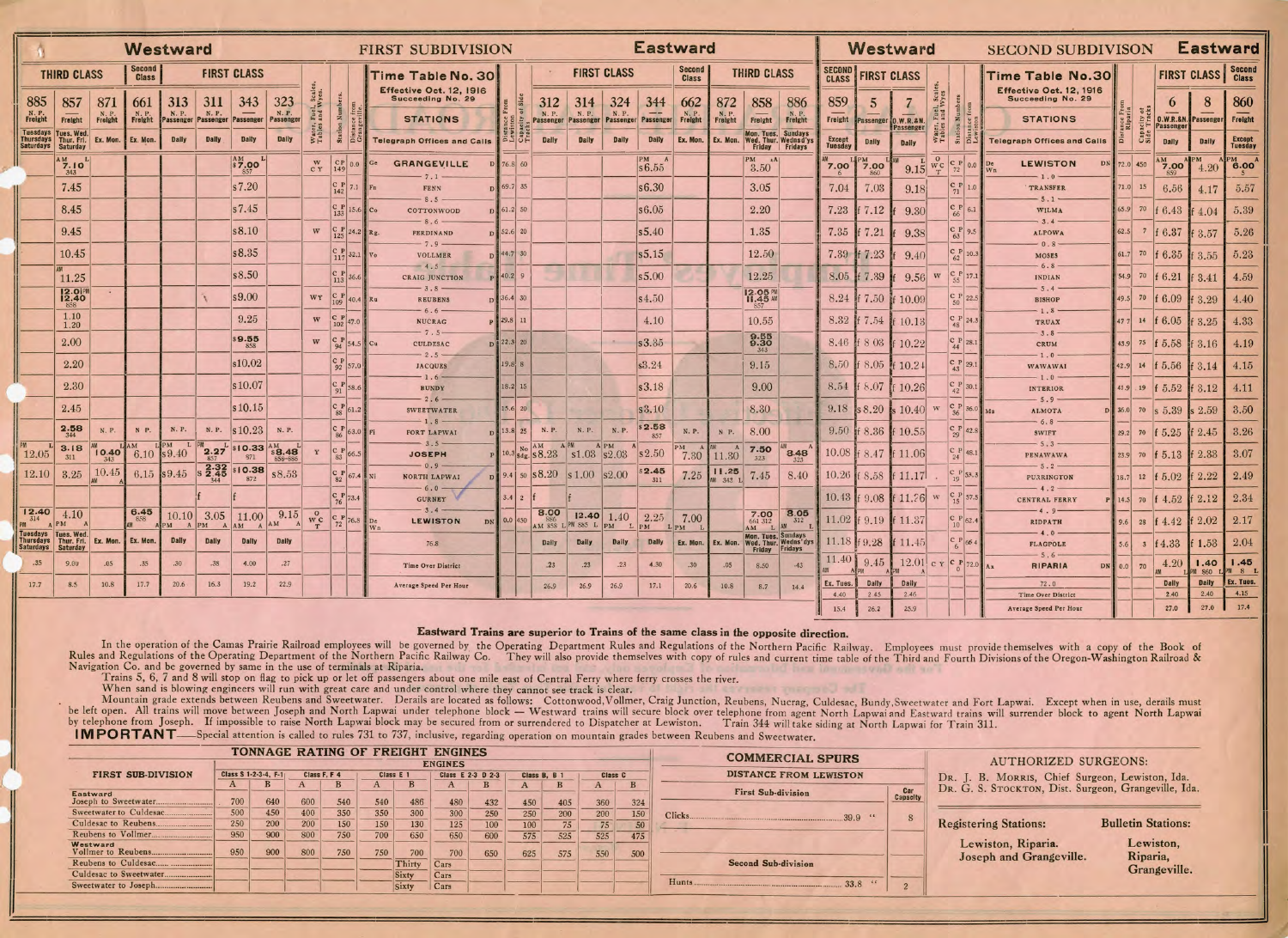# FIRST SUBDIVISION

## Time Table No. 30

Effective Oct. 12, 1916
Succeeding No. 29

| Westward Third Class 885 N.P. Freight | 857 Freight | 871 N.P. Freight | Second Class 661 N.P. Freight | First Class 313 N.P. Passenger | 311 N.P. Passenger | 343 Passenger | 323 N.P. Passenger | Water, Fuel, Scales, Tables and Wyes | Station Numbers | Distance from Grangeville | STATIONS — Telegraph Offices and Calls | Distance From Lewiston | Capacity of Side Track | Eastward First Class 312 N.P. Passenger | 314 N.P. Passenger | 324 N.P. Passenger | 344 Passenger | Second Class 662 N.P. Freight | Third Class 872 N.P. Freight | 858 Freight | 886 N.P. Freight |
|---|---|---|---|---|---|---|---|---|---|---|---|---|---|---|---|---|---|---|---|---|---|
| Tuesdays Thursdays Saturdays | Tues. Wed. Thur. Fri. Saturday | Ex. Mon. | Ex. Mon. | Daily | Daily | Daily | Daily | | | | | | | Daily | Daily | Daily | Daily | Ex. Mon. | Ex. Mon. | Mon. Tues. Wed. Thur. Friday | Sundays Wednesdays Fridays |
| AM L 7.10 (343) | | | | | | AM L s7.00 (857) | | W CY | CP 149 | 0.0 | Ge GRANGEVILLE D | 76.8 | 60 | | | | PM A s6.55 | | | PM A 3.50 | |
| | | | | | | | | | | | 7.1 | | | | | | | | | | |
| 7.45 | | | | | | s7.20 | | | CP 142 | 7.1 | Fn FENN D | 69.7 | 35 | | | | s6.30 | | | 3.05 | |
| | | | | | | | | | | | 8.5 | | | | | | | | | | |
| 8.45 | | | | | | s7.45 | | | CP 133 | 15.6 | Co COTTONWOOD D | 61.2 | 50 | | | | s6.05 | | | 2.20 | |
| | | | | | | | | | | | 8.6 | | | | | | | | | | |
| 9.45 | | | | | | s8.10 | | W | CP 125 | 24.2 | Rg. FERDINAND D | 52.6 | 20 | | | | s5.40 | | | 1.35 | |
| | | | | | | | | | | | 7.9 | | | | | | | | | | |
| 10.45 | | | | | | s8.35 | | | CP 117 | 32.1 | Vo VOLLMER D | 44.7 | 30 | | | | s5.15 | | | 12.50 | |
| | | | | | | | | | | | 4.5 | | | | | | | | | | |
| AM 11.25 | | | | | | s8.50 | | | CP 113 | 36.6 | CRAIG JUNCTION P | 40.2 | 9 | | | | s5.00 | | | 12.25 | |
| | | | | | | | | | | | 3.8 | | | | | | | | | | |
| 12.01 PM 12.40 (858) | | | | | | s9.00 | | WY | CP 109 | 40.4 | Ru REUBENS D | 36.4 | 30 | | | | s4.50 | | | 12.05 PM 11.45 AM (857) | |
| | | | | | | | | | | | 6.6 | | | | | | | | | | |
| 1.10 1.20 | | | | | | 9.25 | | W | CP 102 | 47.0 | NUCRAG D | 29.8 | 11 | | | | 4.10 | | | 10.55 | |
| | | | | | | | | | | | 7.5 | | | | | | | | | | |
| 2.00 | | | | | | s9.55 (858) | | W | CP 94 | 54.5 | Cu CULDESAC D | 22.3 | 20 | | | | s3.35 | | | 9.55 9.30 (343) | |
| | | | | | | | | | | | 2.5 | | | | | | | | | | |
| 2.20 | | | | | | s10.02 | | | CP 92 | 57.0 | JACQUES | 19.8 | 8 | | | | s3.24 | | | 9.15 | |
| | | | | | | | | | | | 1.6 | | | | | | | | | | |
| 2.30 | | | | | | s10.07 | | | CP 91 | 58.6 | BUNDY | 18.2 | 15 | | | | s3.18 | | | 9.00 | |
| | | | | | | | | | | | 2.6 | | | | | | | | | | |
| 2.45 | | | | | | s10.15 | | | CP 88 | 61.2 | SWEETWATER | 15.6 | 20 | | | | s3.10 | | | 8.30 | |
| | | | | | | | | | | | 1.8 | | | | | | | | | | |
| 2.58 (344) | N.P. | N.P. | N.P. | N.P. | N.P. | s10.23 | N.P. | | CP 86 | 63.0 | Fl FORT LAPWAI D | 13.8 | 25 | N.P. | N.P. | N.P. | s2.58 (857) | N.P. | N.P. | 8.00 | |
| | | | | | | | | | | | 3.5 | | | | | | | | | | |
| PM L 12.05 | 3.18 (311) | AM 10.40 (343) | AM L 6.10 | PM L s9.40 | PM L 2.27 (857) | s10.33 (971) | AM L s8.48 (856-886) | Y | CP 83 | 66.5 | JOSEPH P | 10.3 | No Sdg. | AM A s8.23 | PM A s1.03 | PM A s2.03 | s2.50 | PM A 7.30 | AM A 11.30 | 7.50 (323) | AM 8.48 L (323) |
| | | | | | | | | | | | 0.9 | | | | | | | | | | |
| 12.10 | 3.25 | 10.45 AM A | 6.15 | s9.45 | s 2.32 2.45 (344) | s10.38 (872) | s8.53 | | CP 82 | 67.4 | Nl NORTH LAPWAI D | 9.4 | 50 | s8.20 | s1.00 | s2.00 | s2.45 (311) | 7.25 | 11.25 AM L (343) | 7.45 | 8.40 |
| | | | | | | | | | | | 6.0 | | | | | | | | | | |
| | | | | | f | | | | CP 76 | 73.4 | GURNEY | 3.4 | 2 | f | f | | | | | | |
| | | | | | | | | | | | 3.4 | | | | | | | | | | |
| 12.40 PM A (314) | 4.10 PM A | | 6.45 AM A (858) | 10.10 PM A | 3.05 PM A | 11.00 AM A | 9.15 AM A | W C T | CP 72 | 76.8 | De Wn LEWISTON DN | 0.0 | 450 | 8.00 AM L (886 858) | 12.40 PM L (885) | 1.40 PM L | 2.25 PM L | 7.00 PM L | | 7.00 AM L (661 312) | 8.05 AM L (312) |
| Tuesdays Thursdays Saturdays | Tues. Wed. Thur. Fri. Saturday | Ex. Mon. | Ex. Mon. | Daily | Daily | Daily | Daily | | | | 76.8 | | | Daily | Daily | Daily | Daily | Ex. Mon. | Ex. Mon. | Mon. Tues. Wed. Thur. Friday | Sundays Wedness'dys Fridays |
| .35 | 9.00 | .05 | .35 | .30 | .38 | 4.00 | .27 | | | | Time Over District | | | .23 | .23 | .23 | 4.30 | .30 | .05 | 8.50 | .43 |
| 17.7 | 8.5 | 10.8 | 17.7 | 20.6 | 16.3 | 19.2 | 22.9 | | | | Average Speed Per Hour | | | 26.9 | 26.9 | 26.9 | 17.1 | 20.6 | 10.8 | 8.7 | 14.4 |

# SECOND SUBDIVISON

## Time Table No. 30

Effective Oct. 12, 1916
Succeeding No. 29

| Westward Second Class 859 Freight | First Class 5 Passenger | 7 O.W.R.&N. Passenger | Water, Fuel, Scales, Tables and Wyes | Station Numbers | Distance from Lewiston | STATIONS — Telegraph Offices and Calls | Distance From Riparia | Capacity of Side Tracks | Eastward First Class 6 O.W.R.&N. Passenger | 8 Passenger | Second Class 860 Freight |
|---|---|---|---|---|---|---|---|---|---|---|---|
| Except Tuesday | Daily | Daily | | | | | | | Daily | Daily | Except Tuesday |
| AM L 7.00 (6) | PM L 7.00 (860) | AM L 9.15 | O WC T | CP 72 | 0.0 | De Wn LEWISTON DN | 72.0 | 450 | AM A 7.00 (859) | PM A 4.20 | PM A 6.00 (5) |
| | | | | | | 1.0 | | | | | |
| 7.04 | 7.03 | 9.18 | | CP 71 | 1.0 | TRANSFER | 71.0 | 15 | 6.56 | 4.17 | 5.57 |
| | | | | | | 5.1 | | | | | |
| 7.23 | f 7.12 | f 9.30 | | CP 66 | 6.1 | WILMA | 65.9 | 70 | f 6.43 | f 4.04 | 5.39 |
| | | | | | | 3.4 | | | | | |
| 7.35 | f 7.21 | f 9.38 | | CP 63 | 9.5 | ALPOWA | 62.5 | 7 | f 6.37 | f 3.57 | 5.26 |
| | | | | | | 0.8 | | | | | |
| 7.39 | f 7.23 | f 9.40 | | CP 62 | 10.3 | MOSES | 61.7 | 70 | f 6.35 | f 3.55 | 5.23 |
| | | | | | | 6.8 | | | | | |
| 8.05 | f 7.39 | f 9.56 | W | CP 55 | 17.1 | INDIAN | 54.9 | 70 | f 6.21 | f 3.41 | 4.59 |
| | | | | | | 5.4 | | | | | |
| 8.24 | f 7.50 | f 10.09 | | CP 50 | 22.5 | BISHOP | 49.5 | 70 | f 6.09 | f 3.29 | 4.40 |
| | | | | | | 1.8 | | | | | |
| 8.32 | f 7.54 | f 10.13 | | CP 48 | 24.3 | TRUAX | 47.7 | 14 | f 6.05 | f 3.25 | 4.33 |
| | | | | | | 3.8 | | | | | |
| 8.46 | f 8.03 | f 10.22 | | CP 44 | 28.1 | CRUM | 43.9 | 75 | f 5.58 | f 3.16 | 4.19 |
| | | | | | | 1.0 | | | | | |
| 8.50 | f 8.05 | f 10.24 | | CP 43 | 29.1 | WAWAWAI | 42.9 | 14 | f 5.56 | f 3.14 | 4.15 |
| | | | | | | 1.0 | | | | | |
| 8.54 | f 8.07 | f 10.26 | | CP 42 | 30.1 | INTERIOR | 41.9 | 19 | f 5.52 | f 3.12 | 4.11 |
| | | | | | | 5.9 | | | | | |
| 9.18 | s 8.20 | s 10.40 | W | CP 36 | 36.0 | Ma ALMOTA D | 36.0 | 70 | s 5.39 | s 2.59 | 3.50 |
| | | | | | | 6.8 | | | | | |
| 9.50 | f 8.36 | f 10.55 | | CP 29 | 42.8 | SWIFT | 29.2 | 70 | f 5.25 | f 2.45 | 3.26 |
| | | | | | | 5.3 | | | | | |
| 10.08 | f 8.47 | f 11.06 | | CP 24 | 48.1 | PENAWAWA | 23.9 | 70 | f 5.13 | f 2.33 | 3.07 |
| | | | | | | 5.2 | | | | | |
| 10.26 | f 8.58 | f 11.17 | | CP 19 | 53.3 | PURRINGTON | 18.7 | 12 | f 5.02 | f 2.22 | 2.49 |
| | | | | | | 4.2 | | | | | |
| 10.43 | f 9.08 | f 11.26 | W | CP 15 | 57.5 | CENTRAL FERRY P | 14.5 | 70 | f 4.52 | f 2.12 | 2.34 |
| | | | | | | 4.9 | | | | | |
| 11.02 | f 9.19 | f 11.37 | | CP 10 | 62.4 | RIDPATH | 9.6 | 28 | f 4.42 | f 2.02 | 2.17 |
| | | | | | | 4.0 | | | | | |
| 11.18 | f 9.28 | f 11.45 | | CP 6 | 66.4 | FLAGPOLE | 5.6 | 3 | f 4.33 | f 1.53 | 2.04 |
| | | | | | | 5.6 | | | | | |
| 11.40 AM A | 9.45 PM A | 12.01 PM A | C Y | CP 0 | 72.0 | Ax RIPARIA DN | 0.0 | 70 | 4.20 AM L | 1.40 PM L (860 8) | 1.45 PM L |
| | | | | | | 72.0 | | | | | |
| Ex. Tues. | Daily | Daily | | | | | | | Daily | Daily | Ex. Tues. |
| 4.40 | 2.45 | 2.46 | | | | Time Over District | | | 2.40 | 2.40 | 4.15 |
| 15.4 | 26.2 | 25.9 | | | | Average Speed Per Hour | | | 27.0 | 27.0 | 17.4 |

**Eastward Trains are superior to Trains of the same class in the opposite direction.**

In the operation of the Camas Prairie Railroad employees will be governed by the Operating Department Rules and Regulations of the Northern Pacific Railway. Employees must provide themselves with a copy of the Book of Rules and Regulations of the Operating Department of the Northern Pacific Railway Co. They will also provide themselves with copy of rules and current time table of the Third and Fourth Divisions of the Oregon-Washington Railroad & Navigation Co. and be governed by same in the use of terminals at Riparia.

Trains 5, 6, 7 and 8 will stop on flag to pick up or let off passengers about one mile east of Central Ferry where ferry crosses the river.

When sand is blowing engineers will run with great care and under control where they cannot see track is clear.

Mountain grade extends between Reubens and Sweetwater. Derails are located as follows: Cottonwood, Vollmer, Craig Junction, Reubens, Nucrag, Culdesac, Bundy, Sweetwater and Fort Lapwai. Except when in use, derails must be left open. All trains will move between Joseph and North Lapwai under telephone block — Westward trains will secure block over telephone from agent North Lapwai and Eastward trains will surrender block to agent North Lapwai by telephone from Joseph. If impossible to raise North Lapwai block may be secured from or surrendered to Dispatcher at Lewiston. Train 344 will take siding at North Lapwai for Train 311.

**IMPORTANT**—Special attention is called to rules 731 to 737, inclusive, regarding operation on mountain grades between Reubens and Sweetwater.

## TONNAGE RATING OF FREIGHT ENGINES

| FIRST SUB-DIVISION | Class S 1-2-3-4, F-1 A | Class S 1-2-3-4, F-1 B | Class F, F 4 A | Class F, F 4 B | Class E 1 A | Class E 1 B | Class E 2-3 D 2-3 A | Class E 2-3 D 2-3 B | Class B, B 1 A | Class B, B 1 B | Class C A | Class C B |
|---|---|---|---|---|---|---|---|---|---|---|---|---|
| **Eastward** | | | | | | | | | | | | |
| Joseph to Sweetwater | 700 | 640 | 600 | 540 | 540 | 486 | 480 | 432 | 450 | 405 | 360 | 324 |
| Sweetwater to Culdesac | 500 | 450 | 400 | 350 | 350 | 300 | 300 | 250 | 250 | 200 | 200 | 150 |
| Culdesac to Reubens | 250 | 200 | 200 | 150 | 150 | 130 | 125 | 100 | 100 | 75 | 75 | 50 |
| Reubens to Vollmer | 950 | 900 | 800 | 750 | 700 | 650 | 650 | 600 | 575 | 525 | 525 | 475 |
| **Westward** | | | | | | | | | | | | |
| Vollmer to Reubens | 950 | 900 | 800 | 750 | 750 | 700 | 700 | 650 | 625 | 575 | 550 | 500 |
| Reubens to Culdesac | | | | | | Thirty | Cars | | | | | |
| Culdesac to Sweetwater | | | | | | Sixty | Cars | | | | | |
| Sweetwater to Joseph | | | | | | Sixty | Cars | | | | | |

## COMMERCIAL SPURS

| DISTANCE FROM LEWISTON | Car Capacity |
|---|---|
| **First Sub-division** | |
| Clicks ........ 39.9 " | 8 |
| **Second Sub-division** | |
| Hunts ........ 33.8 " | 2 |

## AUTHORIZED SURGEONS:

DR. J. B. MORRIS, Chief Surgeon, Lewiston, Ida.
DR. G. S. STOCKTON, Dist. Surgeon, Grangeville, Ida.

**Registering Stations:**
Lewiston, Riparia.
Joseph and Grangeville.

**Bulletin Stations:**
Lewiston,
Riparia,
Grangeville.